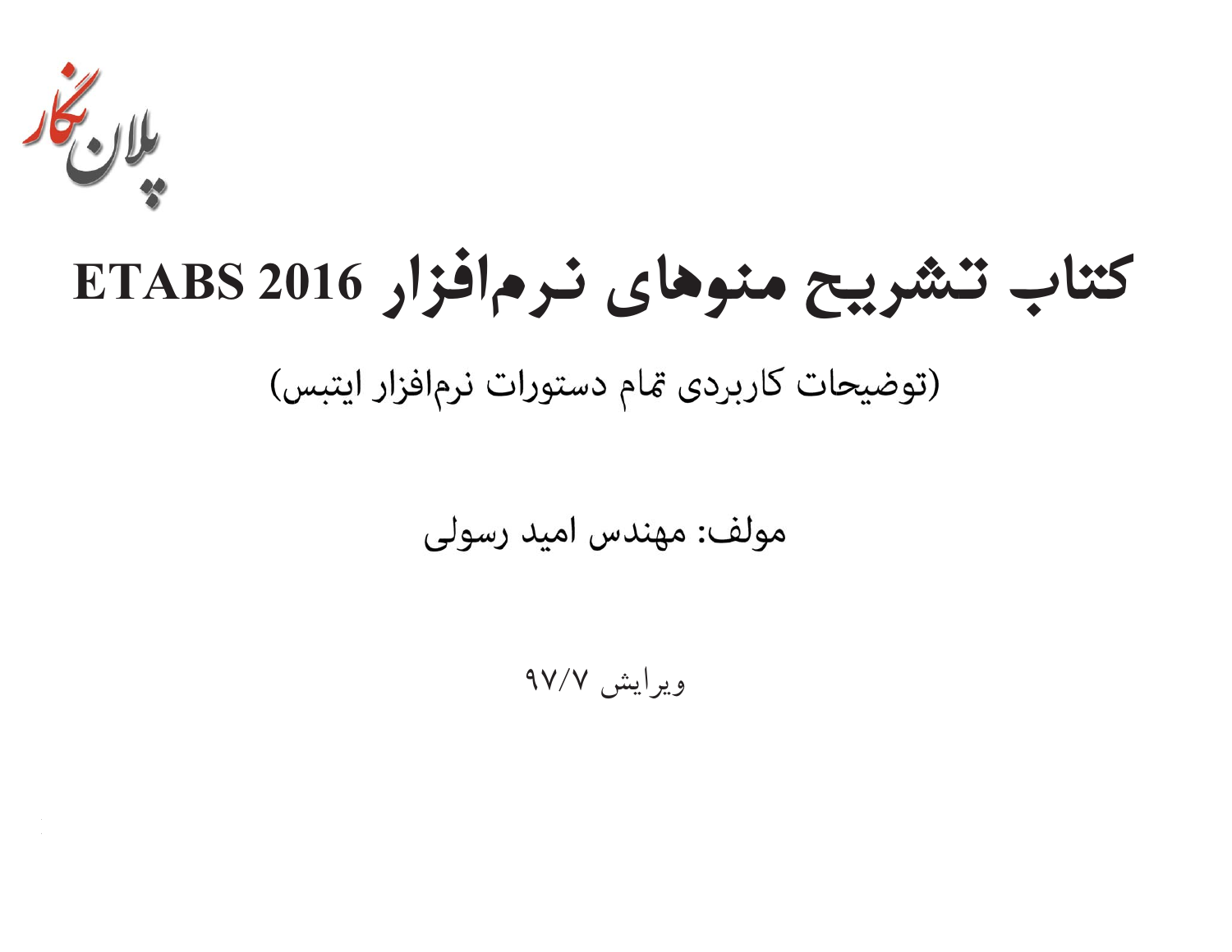پلان نگار

# کتاب تشریح منوهای نرم‌افزار ETABS 2016

(توضیحات کاربردی تمام دستورات نرم‌افزار ایتبس)

مولف: مهندس امید رسولی

ویرایش ۹۷/۷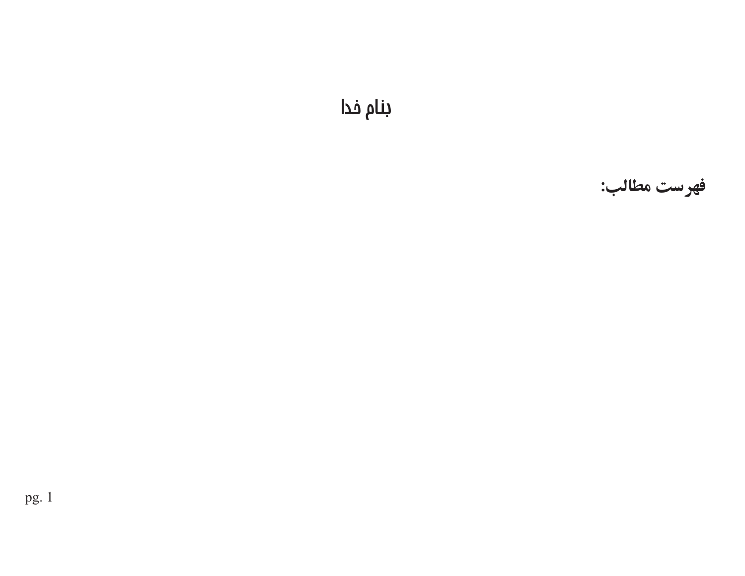بنام خدا

**فهرست مطالب:**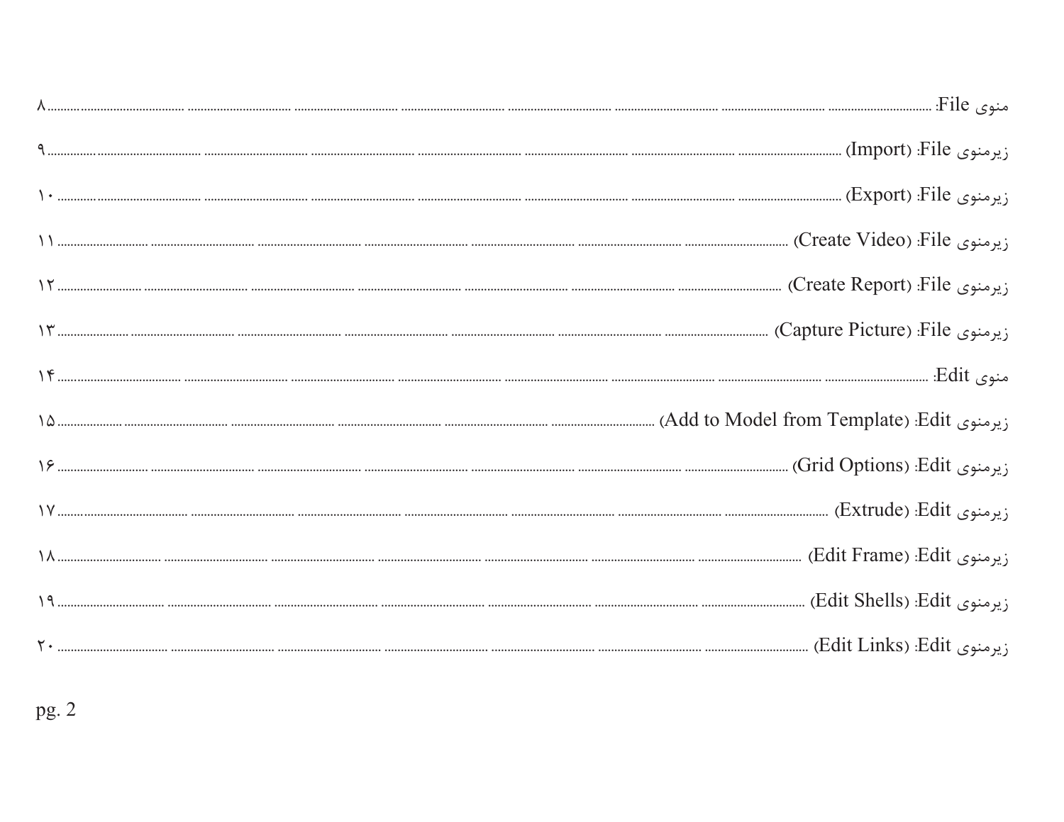منوی File: ........ ۸

زیرمنوی File: (Import) ........ ۹

زیرمنوی File: (Export) ........ ۱۰

زیرمنوی File: (Create Video) ........ ۱۱

زیرمنوی File: (Create Report) ........ ۱۲

زیرمنوی File: (Capture Picture) ........ ۱۳

منوی Edit: ........ ۱۴

زیرمنوی Edit: (Add to Model from Template) ........ ۱۵

زیرمنوی Edit: (Grid Options) ........ ۱۶

زیرمنوی Edit: (Extrude) ........ ۱۷

زیرمنوی Edit: (Edit Frame) ........ ۱۸

زیرمنوی Edit: (Edit Shells) ........ ۱۹

زیرمنوی Edit: (Edit Links) ........ ۲۰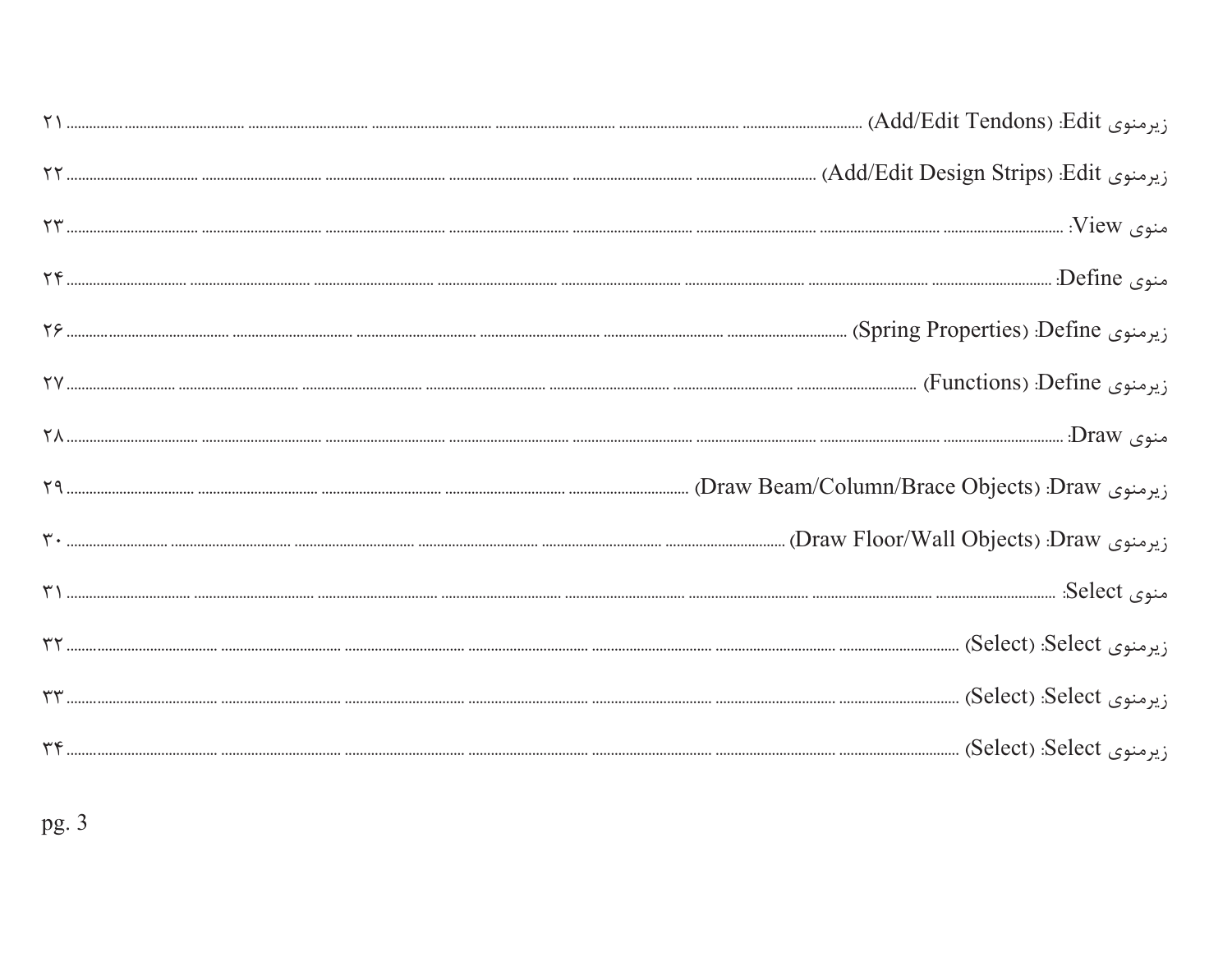زیرمنوی Edit: (Add/Edit Tendons) ........................................ ۲۱

زیرمنوی Edit: (Add/Edit Design Strips) ........................................ ۲۲

منوی View: ........................................ ۲۳

منوی Define: ........................................ ۲۴

زیرمنوی Define: (Spring Properties) ........................................ ۲۶

زیرمنوی Define: (Functions) ........................................ ۲۷

منوی Draw: ........................................ ۲۸

زیرمنوی Draw: (Draw Beam/Column/Brace Objects) ........................................ ۲۹

زیرمنوی Draw: (Draw Floor/Wall Objects) ........................................ ۳۰

منوی Select: ........................................ ۳۱

زیرمنوی Select: (Select) ........................................ ۳۲

زیرمنوی Select: (Select) ........................................ ۳۳

زیرمنوی Select: (Select) ........................................ ۳۴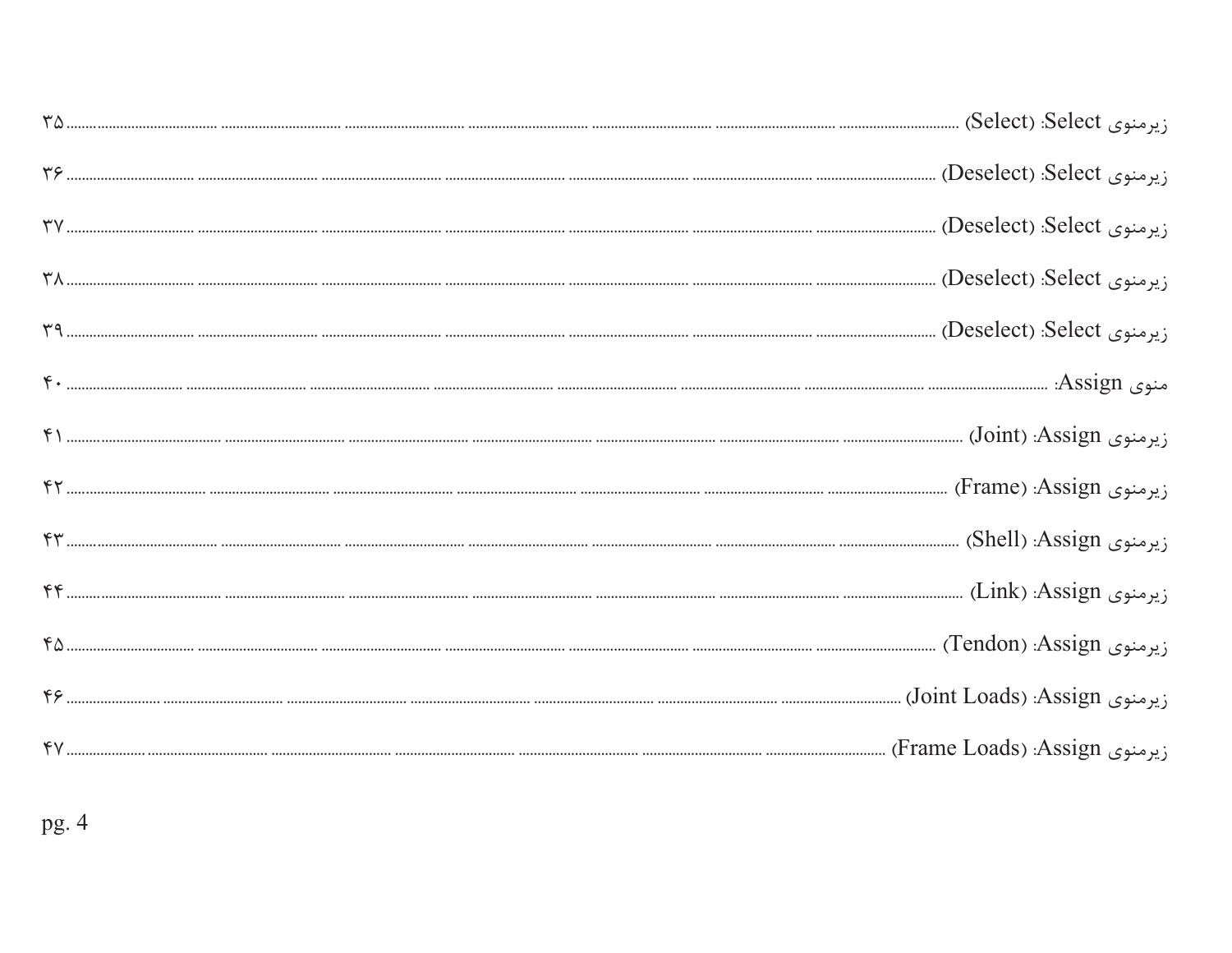زیرمنوی Select: (Select) ۳۵

زیرمنوی Select: (Deselect) ۳۶

زیرمنوی Select: (Deselect) ۳۷

زیرمنوی Select: (Deselect) ۳۸

زیرمنوی Select: (Deselect) ۳۹

منوی Assign: ۴۰

زیرمنوی Assign: (Joint) ۴۱

زیرمنوی Assign: (Frame) ۴۲

زیرمنوی Assign: (Shell) ۴۳

زیرمنوی Assign: (Link) ۴۴

زیرمنوی Assign: (Tendon) ۴۵

زیرمنوی Assign: (Joint Loads) ۴۶

زیرمنوی Assign: (Frame Loads) ۴۷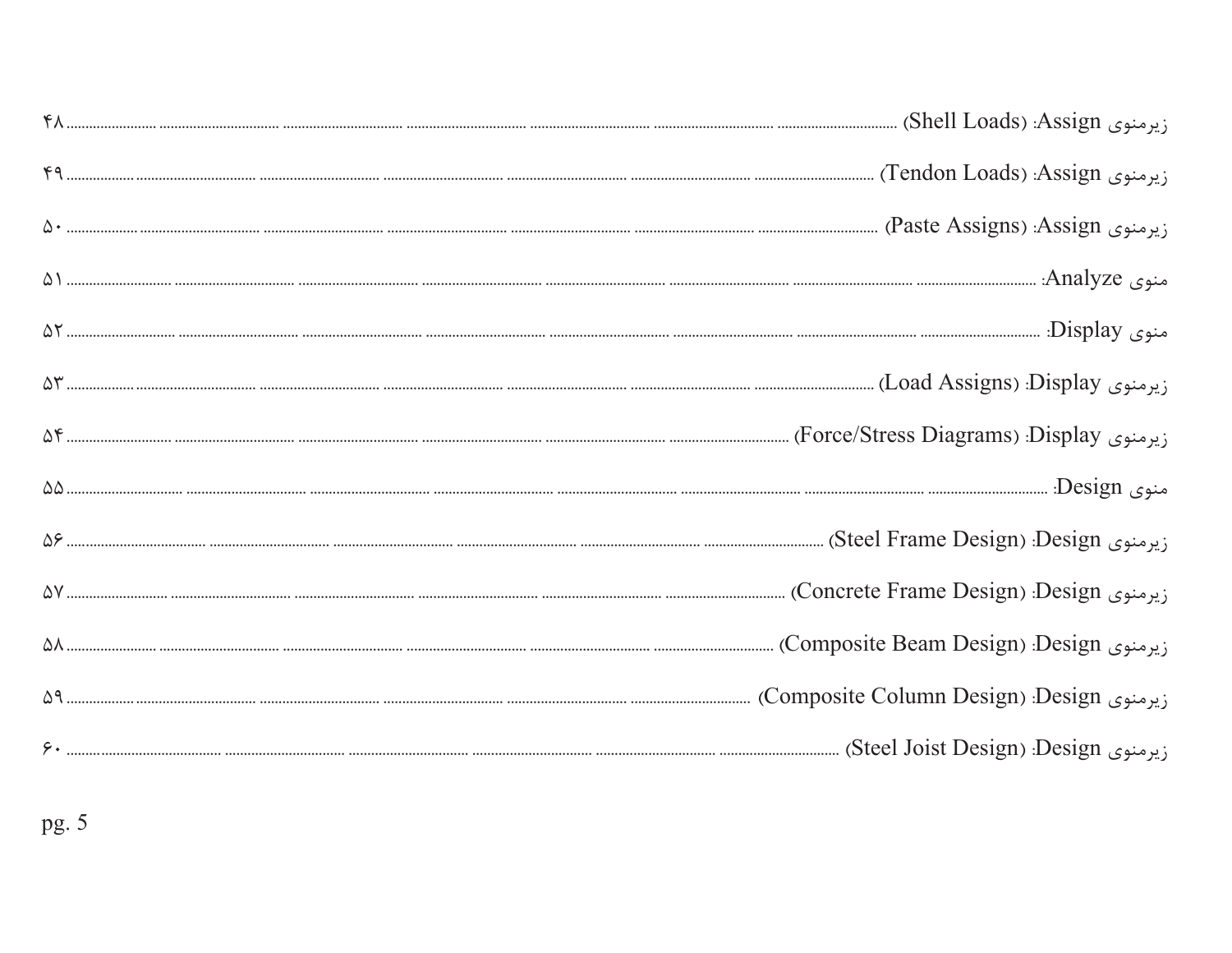زیرمنوی Assign: (Shell Loads) ............ ۴۸

زیرمنوی Assign: (Tendon Loads) ............ ۴۹

زیرمنوی Assign: (Paste Assigns) ............ ۵۰

منوی Analyze: ............ ۵۱

منوی Display: ............ ۵۲

زیرمنوی Display: (Load Assigns) ............ ۵۳

زیرمنوی Display: (Force/Stress Diagrams) ............ ۵۴

منوی Design: ............ ۵۵

زیرمنوی Design: (Steel Frame Design) ............ ۵۶

زیرمنوی Design: (Concrete Frame Design) ............ ۵۷

زیرمنوی Design: (Composite Beam Design) ............ ۵۸

زیرمنوی Design: (Composite Column Design) ............ ۵۹

زیرمنوی Design: (Steel Joist Design) ............ ۶۰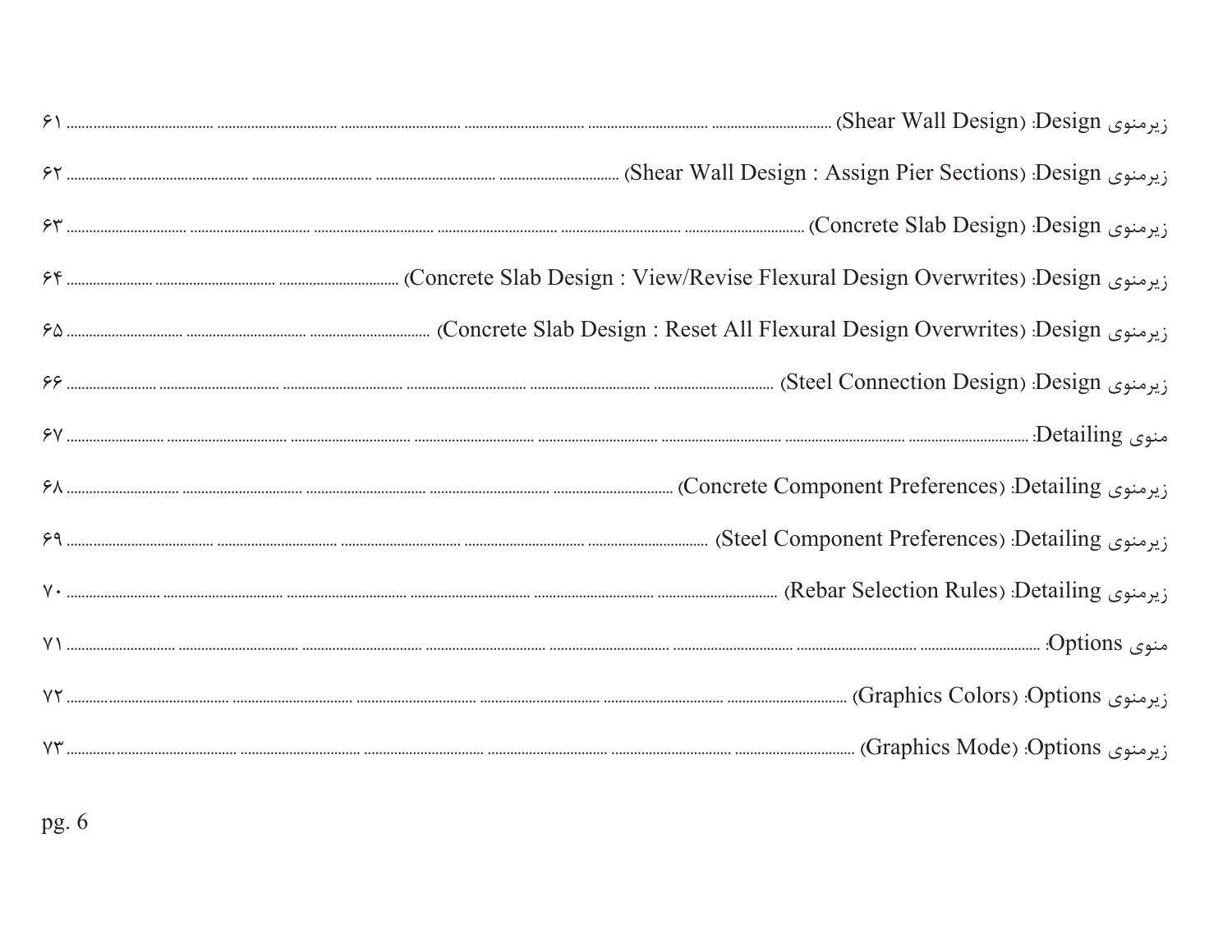زیرمنوی Design: (Shear Wall Design) ........ ۶۱

زیرمنوی Design: (Shear Wall Design : Assign Pier Sections) ........ ۶۲

زیرمنوی Design: (Concrete Slab Design) ........ ۶۳

زیرمنوی Design: (Concrete Slab Design : View/Revise Flexural Design Overwrites) ........ ۶۴

زیرمنوی Design: (Concrete Slab Design : Reset All Flexural Design Overwrites) ........ ۶۵

زیرمنوی Design: (Steel Connection Design) ........ ۶۶

منوی Detailing: ........ ۶۷

زیرمنوی Detailing: (Concrete Component Preferences) ........ ۶۸

زیرمنوی Detailing: (Steel Component Preferences) ........ ۶۹

زیرمنوی Detailing: (Rebar Selection Rules) ........ ۷۰

منوی Options: ........ ۷۱

زیرمنوی Options: (Graphics Colors) ........ ۷۲

زیرمنوی Options: (Graphics Mode) ........ ۷۳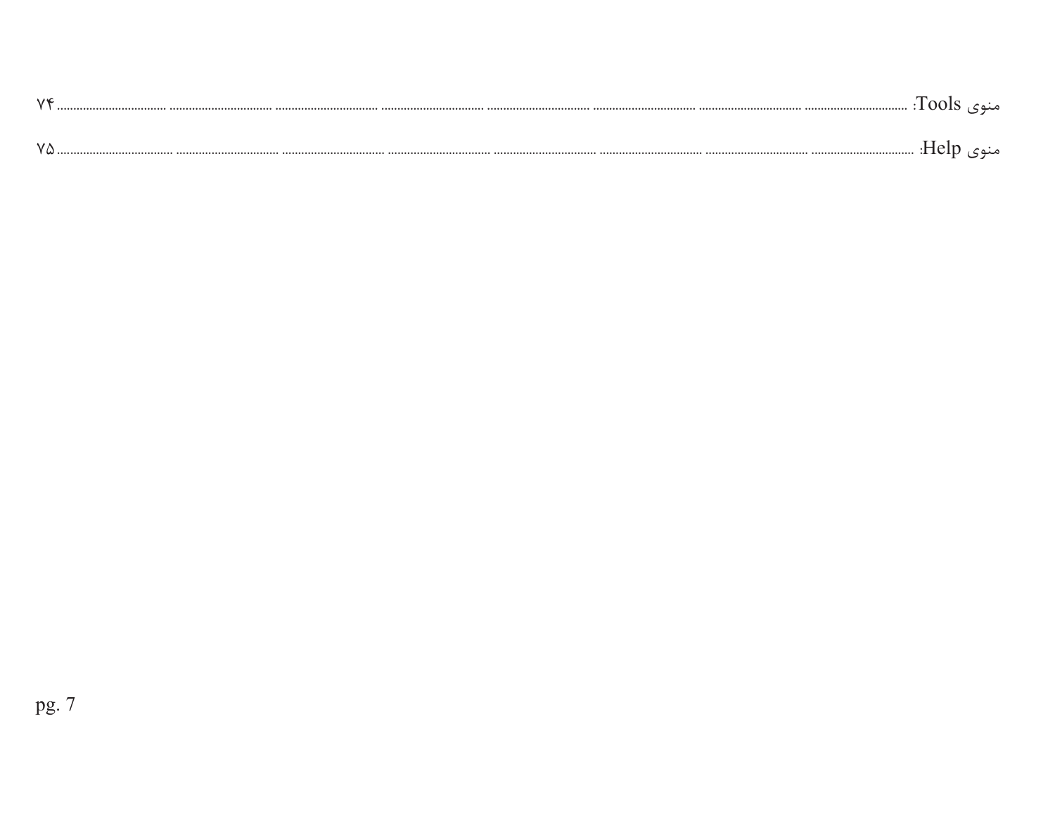منوی Tools: ........................................................................................................................................................................ ۷۴

منوی Help: ........................................................................................................................................................................ ۷۵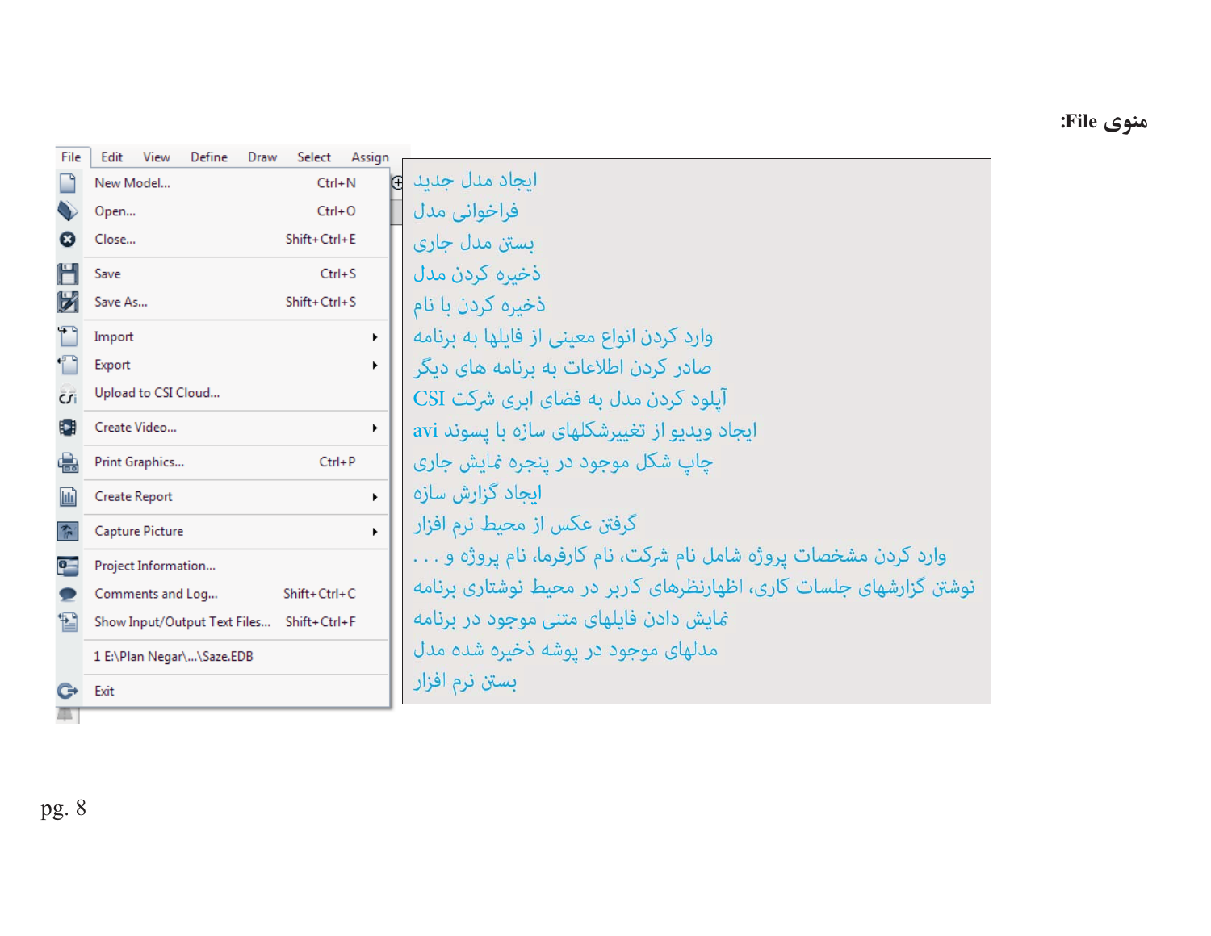منوی File:

| File Menu | توضیح |
|---|---|
| New Model... (Ctrl+N) | ایجاد مدل جدید |
| Open... (Ctrl+O) | فراخوانی مدل |
| Close... (Shift+Ctrl+E) | بستن مدل جاری |
| Save (Ctrl+S) | ذخیره کردن مدل |
| Save As... (Shift+Ctrl+S) | ذخیره کردن با نام |
| Import | وارد کردن انواع معینی از فایلها به برنامه |
| Export | صادر کردن اطلاعات به برنامه های دیگر |
| Upload to CSI Cloud... | آپلود کردن مدل به فضای ابری شرکت CSI |
| Create Video... | ایجاد ویدیو از تغییرشکلهای سازه با پسوند avi |
| Print Graphics... (Ctrl+P) | چاپ شکل موجود در پنجره نمایش جاری |
| Create Report | ایجاد گزارش سازه |
| Capture Picture | گرفتن عکس از محیط نرم افزار |
| Project Information... | وارد کردن مشخصات پروژه شامل نام شرکت، نام کارفرما، نام پروژه و . . . |
| Comments and Log... (Shift+Ctrl+C) | نوشتن گزارشهای جلسات کاری، اظهارنظرهای کاربر در محیط نوشتاری برنامه |
| Show Input/Output Text Files... (Shift+Ctrl+F) | نمایش دادن فایلهای متنی موجود در برنامه |
| 1 E:\Plan Negar\...\Saze.EDB | مدلهای موجود در پوشه ذخیره شده مدل |
| Exit | بستن نرم افزار |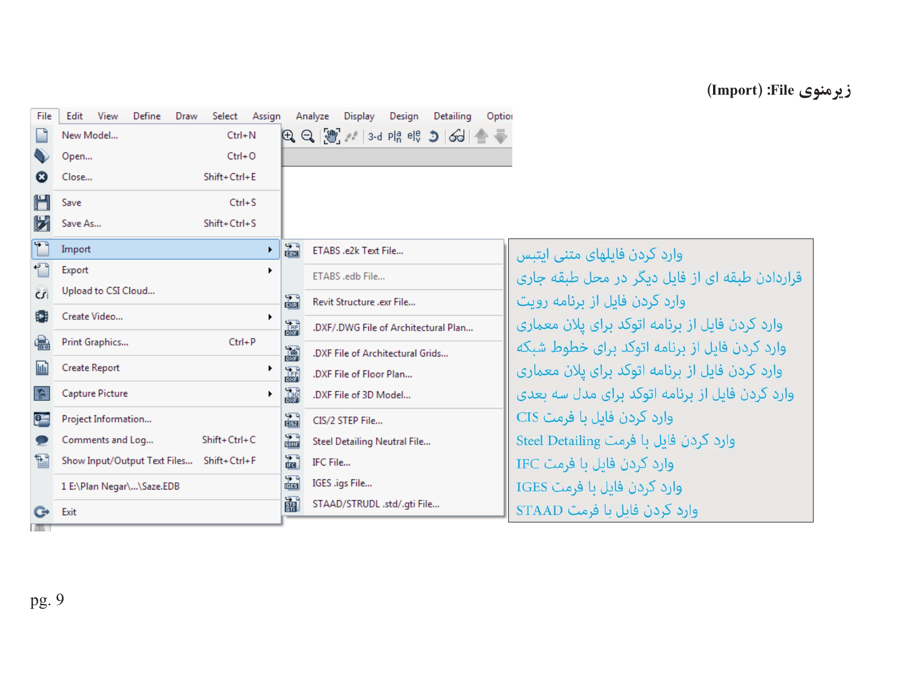زیرمنوی File: (Import)

| Import submenu | توضیح |
| --- | --- |
| ETABS .e2k Text File... | وارد کردن فایلهای متنی ایتبس |
| ETABS .edb File... | قراردادن طبقه ای از فایل دیگر در محل طبقه جاری |
| Revit Structure .exr File... | وارد کردن فایل از برنامه رویت |
| .DXF/.DWG File of Architectural Plan... | وارد کردن فایل از برنامه اتوکد برای پلان معماری |
| .DXF File of Architectural Grids... | وارد کردن فایل از برنامه اتوکد برای خطوط شبکه |
| .DXF File of Floor Plan... | وارد کردن فایل از برنامه اتوکد برای پلان معماری |
| .DXF File of 3D Model... | وارد کردن فایل از برنامه اتوکد برای مدل سه بعدی |
| CIS/2 STEP File... | وارد کردن فایل با فرمت CIS |
| Steel Detailing Neutral File... | وارد کردن فایل با فرمت Steel Detailing |
| IFC File... | وارد کردن فایل با فرمت IFC |
| IGES .igs File... | وارد کردن فایل با فرمت IGES |
| STAAD/STRUDL .std/.gti File... | وارد کردن فایل با فرمت STAAD |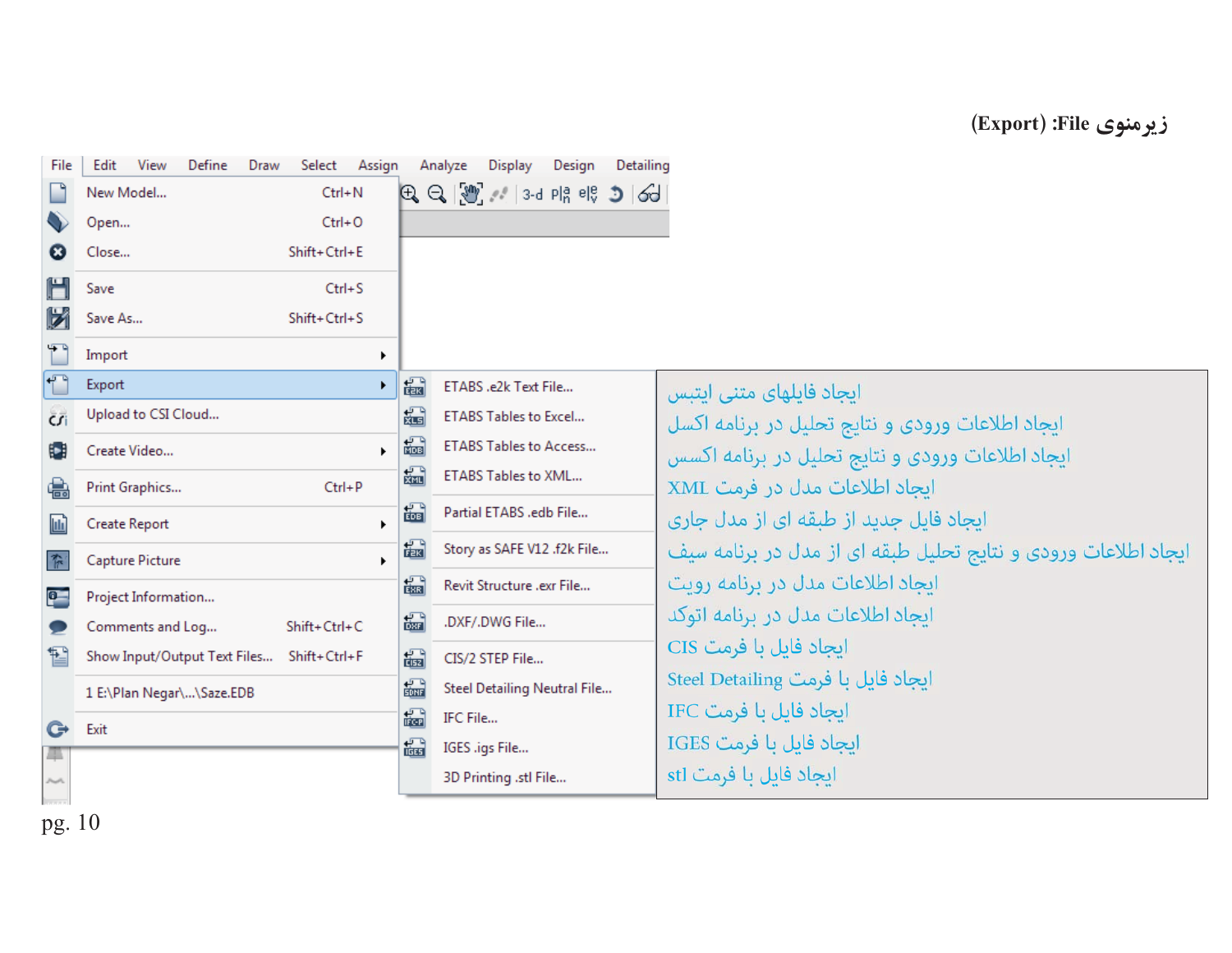## زیرمنوی File: (Export)

| Export | |
|---|---|
| ETABS .e2k Text File... | ایجاد فایلهای متنی ایتبس |
| ETABS Tables to Excel... | ایجاد اطلاعات ورودی و نتایج تحلیل در برنامه اکسل |
| ETABS Tables to Access... | ایجاد اطلاعات ورودی و نتایج تحلیل در برنامه اکسس |
| ETABS Tables to XML... | ایجاد اطلاعات مدل در فرمت XML |
| Partial ETABS .edb File... | ایجاد فایل جدید از طبقه ای از مدل جاری |
| Story as SAFE V12 .f2k File... | ایجاد اطلاعات ورودی و نتایج تحلیل طبقه ای از مدل در برنامه سیف |
| Revit Structure .exr File... | ایجاد اطلاعات مدل در برنامه رویت |
| .DXF/.DWG File... | ایجاد اطلاعات مدل در برنامه اتوکد |
| CIS/2 STEP File... | ایجاد فایل با فرمت CIS |
| Steel Detailing Neutral File... | ایجاد فایل با فرمت Steel Detailing |
| IFC File... | ایجاد فایل با فرمت IFC |
| IGES .igs File... | ایجاد فایل با فرمت IGES |
| 3D Printing .stl File... | ایجاد فایل با فرمت stl |

pg. 10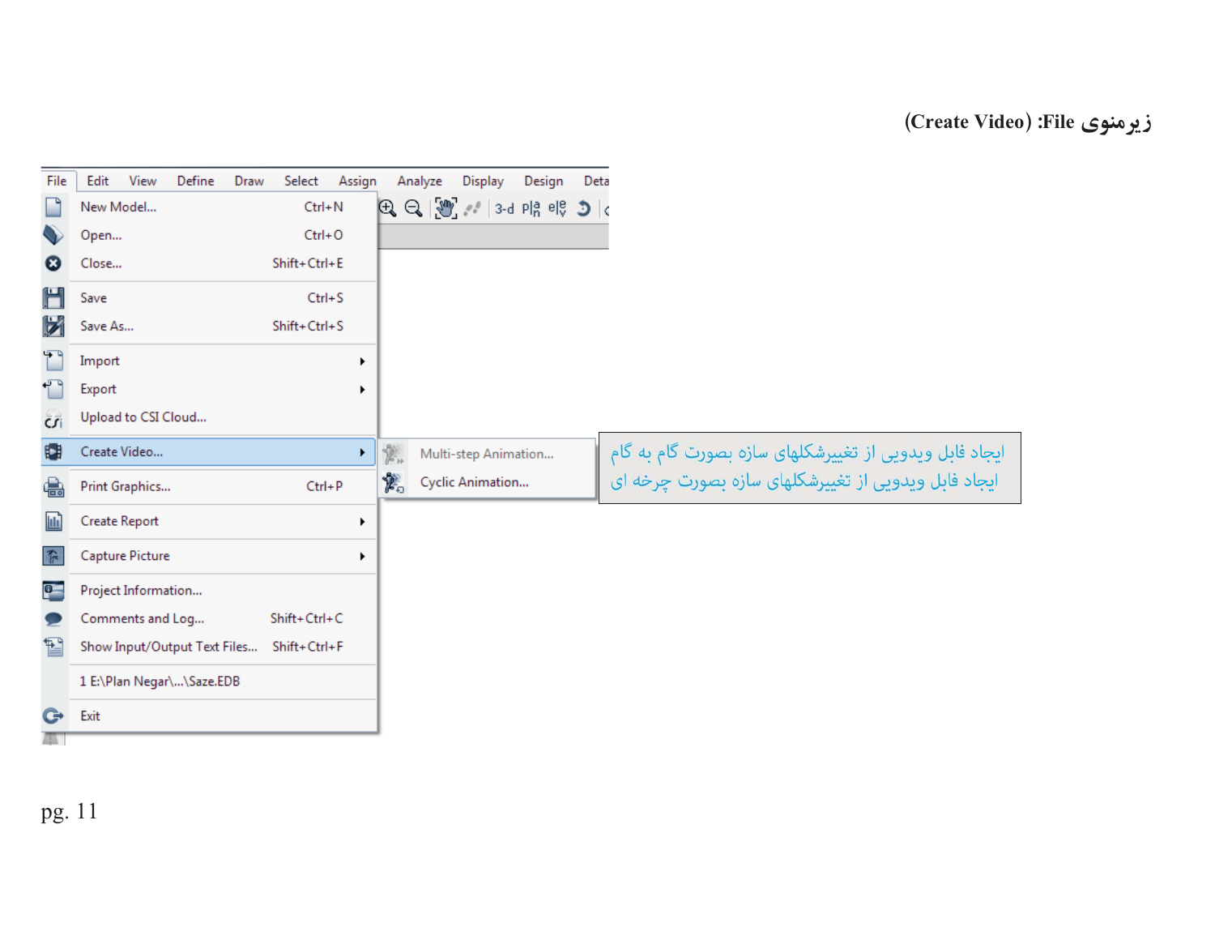زیرمنوی File: (Create Video)

File | Edit | View | Define | Draw | Select | Assign | Analyze | Display | Design | Deta

- New Model... Ctrl+N
- Open... Ctrl+O
- Close... Shift+Ctrl+E
- Save Ctrl+S
- Save As... Shift+Ctrl+S
- Import
- Export
- Upload to CSI Cloud...
- Create Video...
  - Multi-step Animation...
  - Cyclic Animation...
- Print Graphics... Ctrl+P
- Create Report
- Capture Picture
- Project Information...
- Comments and Log... Shift+Ctrl+C
- Show Input/Output Text Files... Shift+Ctrl+F
- 1 E:\Plan Negar\...\Saze.EDB
- Exit

ایجاد فایل ویدویی از تغییرشکلهای سازه بصورت گام به گام

ایجاد فایل ویدویی از تغییرشکلهای سازه بصورت چرخه ای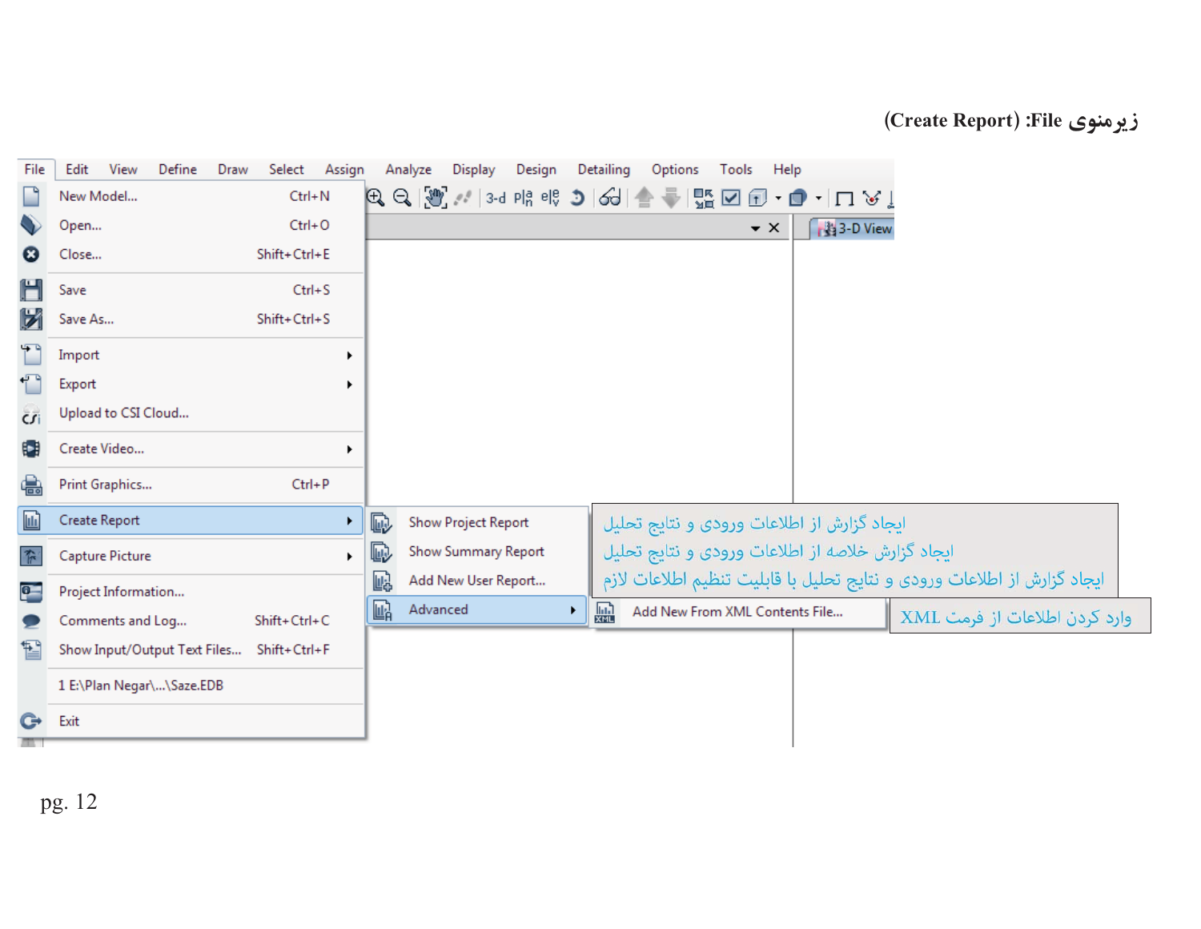زیرمنوی File: (Create Report)

File | Edit | View | Define | Draw | Select | Assign | Analyze | Display | Design | Detailing | Options | Tools | Help

- New Model... Ctrl+N
- Open... Ctrl+O
- Close... Shift+Ctrl+E
- Save Ctrl+S
- Save As... Shift+Ctrl+S
- Import
- Export
- Upload to CSI Cloud...
- Create Video...
- Print Graphics... Ctrl+P
- Create Report
  - Show Project Report — ایجاد گزارش از اطلاعات ورودی و نتایج تحلیل
  - Show Summary Report — ایجاد گزارش خلاصه از اطلاعات ورودی و نتایج تحلیل
  - Add New User Report... — ایجاد گزارش از اطلاعات ورودی و نتایج تحلیل با قابلیت تنظیم اطلاعات لازم
  - Advanced
    - Add New From XML Contents File... — وارد کردن اطلاعات از فرمت XML
- Capture Picture
- Project Information...
- Comments and Log... Shift+Ctrl+C
- Show Input/Output Text Files... Shift+Ctrl+F
- 1 E:\Plan Negar\...\Saze.EDB
- Exit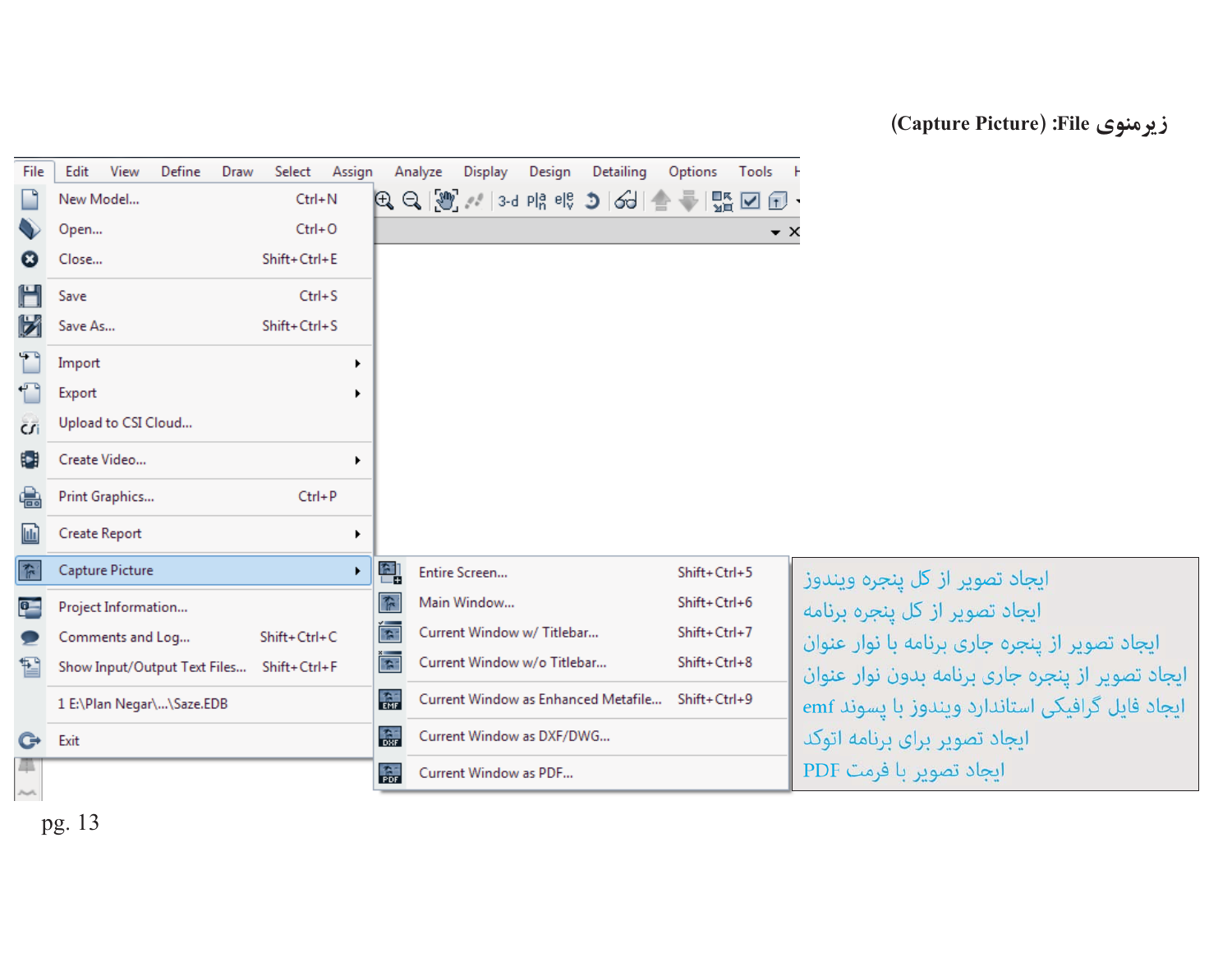زیرمنوی File: (Capture Picture)

File | Edit | View | Define | Draw | Select | Assign | Analyze | Display | Design | Detailing | Options | Tools

| | |
|---|---|
| New Model... | Ctrl+N |
| Open... | Ctrl+O |
| Close... | Shift+Ctrl+E |
| Save | Ctrl+S |
| Save As... | Shift+Ctrl+S |
| Import | |
| Export | |
| Upload to CSI Cloud... | |
| Create Video... | |
| Print Graphics... | Ctrl+P |
| Create Report | |
| Capture Picture | |
| Project Information... | |
| Comments and Log... | Shift+Ctrl+C |
| Show Input/Output Text Files... | Shift+Ctrl+F |
| 1 E:\Plan Negar\...\Saze.EDB | |
| Exit | |

| | | |
|---|---|---|
| Entire Screen... | Shift+Ctrl+5 | ایجاد تصویر از کل پنجره ویندوز |
| Main Window... | Shift+Ctrl+6 | ایجاد تصویر از کل پنجره برنامه |
| Current Window w/ Titlebar... | Shift+Ctrl+7 | ایجاد تصویر از پنجره جاری برنامه با نوار عنوان |
| Current Window w/o Titlebar... | Shift+Ctrl+8 | ایجاد تصویر از پنجره جاری برنامه بدون نوار عنوان |
| Current Window as Enhanced Metafile... | Shift+Ctrl+9 | ایجاد فایل گرافیکی استاندارد ویندوز با پسوند emf |
| Current Window as DXF/DWG... | | ایجاد تصویر برای برنامه اتوکد |
| Current Window as PDF... | | ایجاد تصویر با فرمت PDF |